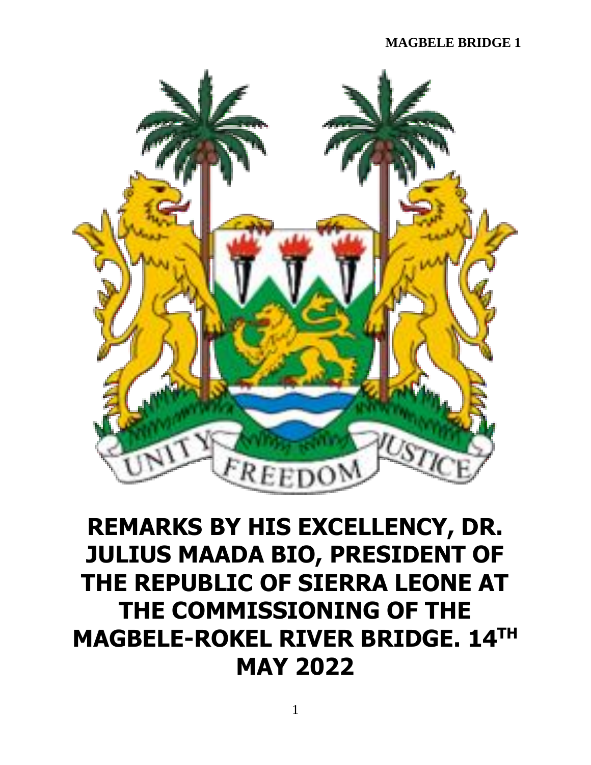# REMARKS BY HIS EXCELLENCY, DR. JULIUS MAADA BIO, PRESIDENT OF THE REPUBLIC OF SIERRA LEONE AT THE COMMISSIONING OF THE MAGBELE-ROKEL RIVER BRIDGE. 14TH MAY 2022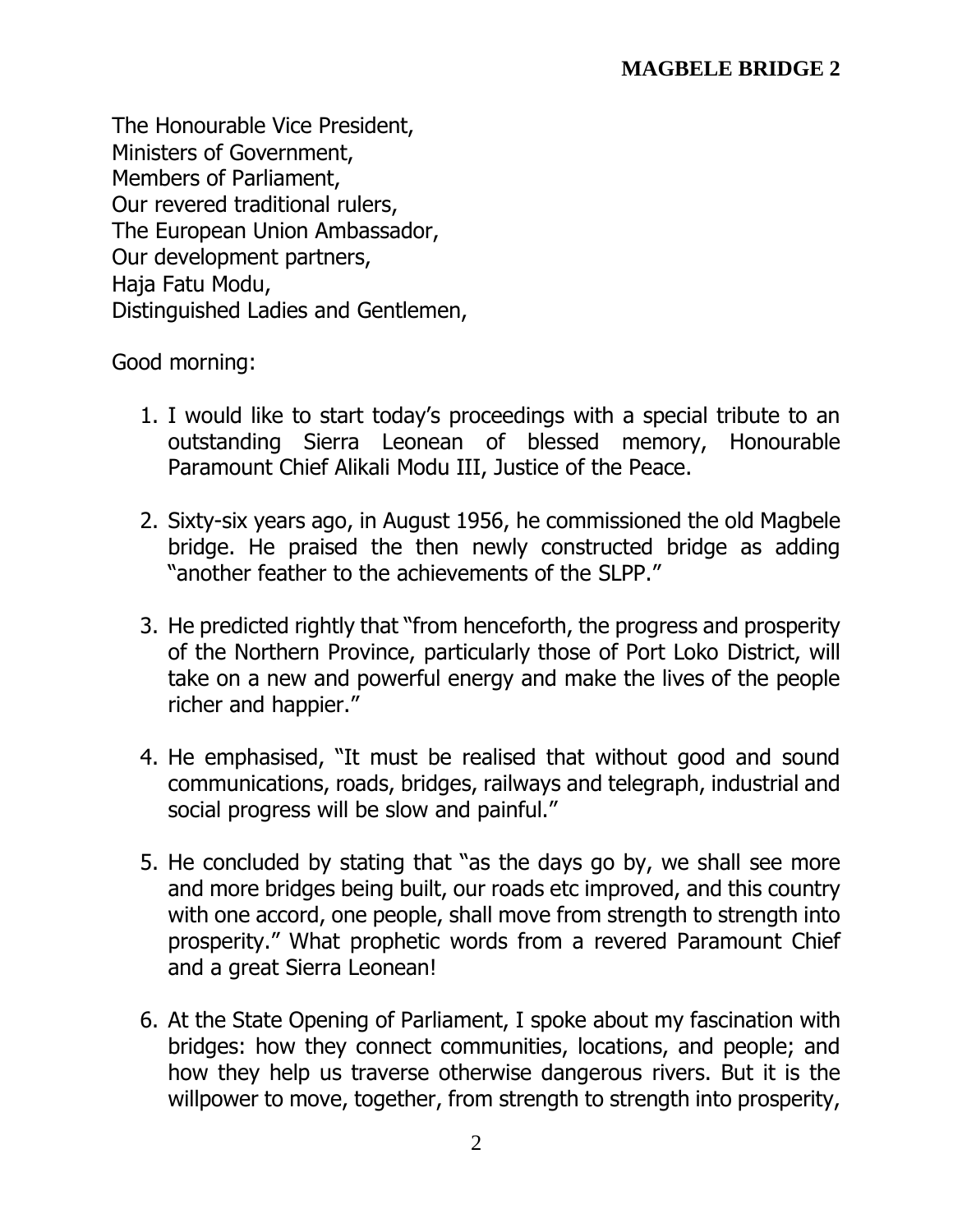The Honourable Vice President,
Ministers of Government,
Members of Parliament,
Our revered traditional rulers,
The European Union Ambassador,
Our development partners,
Haja Fatu Modu,
Distinguished Ladies and Gentlemen,

Good morning:

1. I would like to start today's proceedings with a special tribute to an outstanding Sierra Leonean of blessed memory, Honourable Paramount Chief Alikali Modu III, Justice of the Peace.

2. Sixty-six years ago, in August 1956, he commissioned the old Magbele bridge. He praised the then newly constructed bridge as adding "another feather to the achievements of the SLPP."

3. He predicted rightly that "from henceforth, the progress and prosperity of the Northern Province, particularly those of Port Loko District, will take on a new and powerful energy and make the lives of the people richer and happier."

4. He emphasised, "It must be realised that without good and sound communications, roads, bridges, railways and telegraph, industrial and social progress will be slow and painful."

5. He concluded by stating that "as the days go by, we shall see more and more bridges being built, our roads etc improved, and this country with one accord, one people, shall move from strength to strength into prosperity." What prophetic words from a revered Paramount Chief and a great Sierra Leonean!

6. At the State Opening of Parliament, I spoke about my fascination with bridges: how they connect communities, locations, and people; and how they help us traverse otherwise dangerous rivers. But it is the willpower to move, together, from strength to strength into prosperity,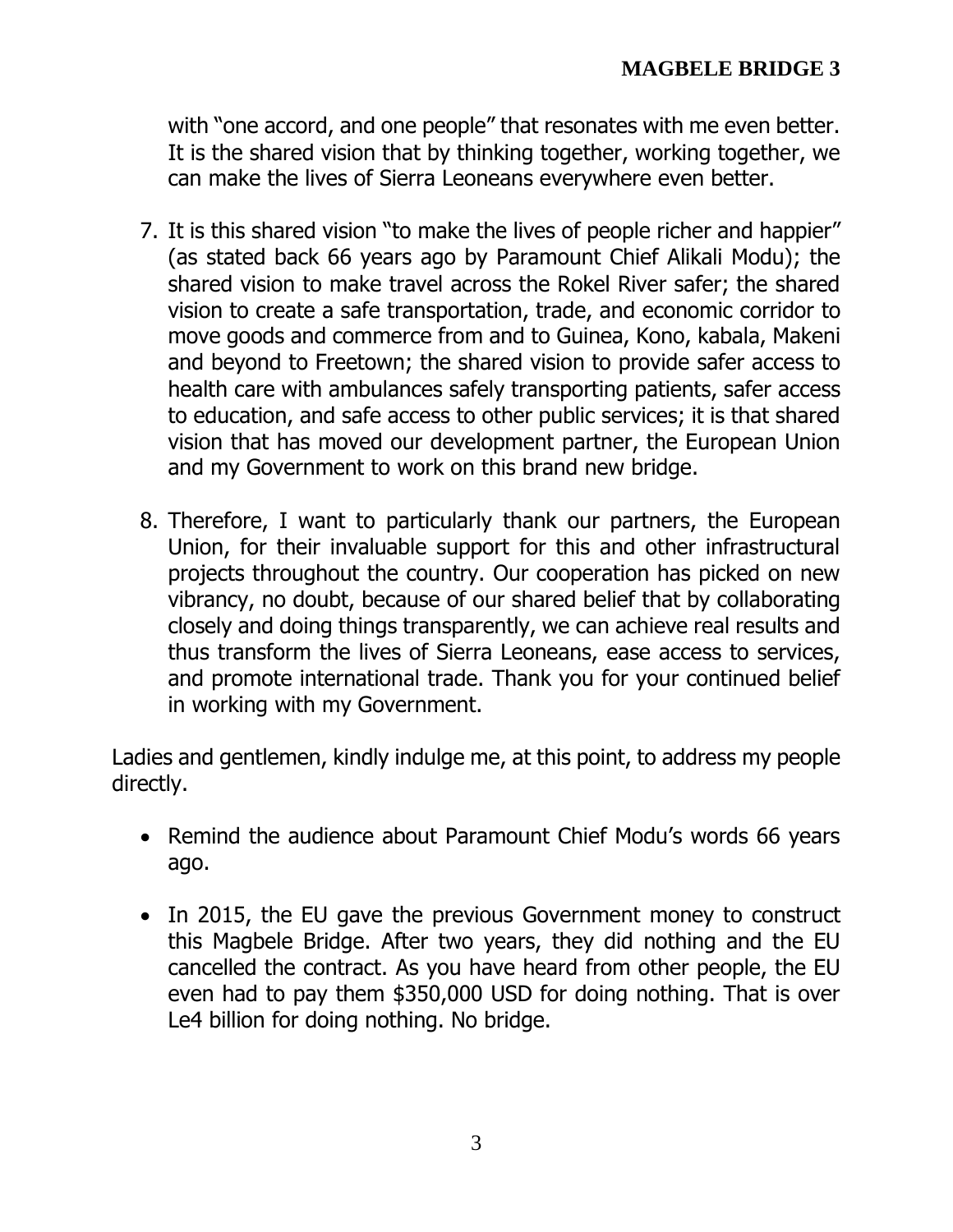with "one accord, and one people" that resonates with me even better. It is the shared vision that by thinking together, working together, we can make the lives of Sierra Leoneans everywhere even better.

7. It is this shared vision "to make the lives of people richer and happier" (as stated back 66 years ago by Paramount Chief Alikali Modu); the shared vision to make travel across the Rokel River safer; the shared vision to create a safe transportation, trade, and economic corridor to move goods and commerce from and to Guinea, Kono, kabala, Makeni and beyond to Freetown; the shared vision to provide safer access to health care with ambulances safely transporting patients, safer access to education, and safe access to other public services; it is that shared vision that has moved our development partner, the European Union and my Government to work on this brand new bridge.

8. Therefore, I want to particularly thank our partners, the European Union, for their invaluable support for this and other infrastructural projects throughout the country. Our cooperation has picked on new vibrancy, no doubt, because of our shared belief that by collaborating closely and doing things transparently, we can achieve real results and thus transform the lives of Sierra Leoneans, ease access to services, and promote international trade. Thank you for your continued belief in working with my Government.

Ladies and gentlemen, kindly indulge me, at this point, to address my people directly.

- Remind the audience about Paramount Chief Modu's words 66 years ago.
- In 2015, the EU gave the previous Government money to construct this Magbele Bridge. After two years, they did nothing and the EU cancelled the contract. As you have heard from other people, the EU even had to pay them $350,000 USD for doing nothing. That is over Le4 billion for doing nothing. No bridge.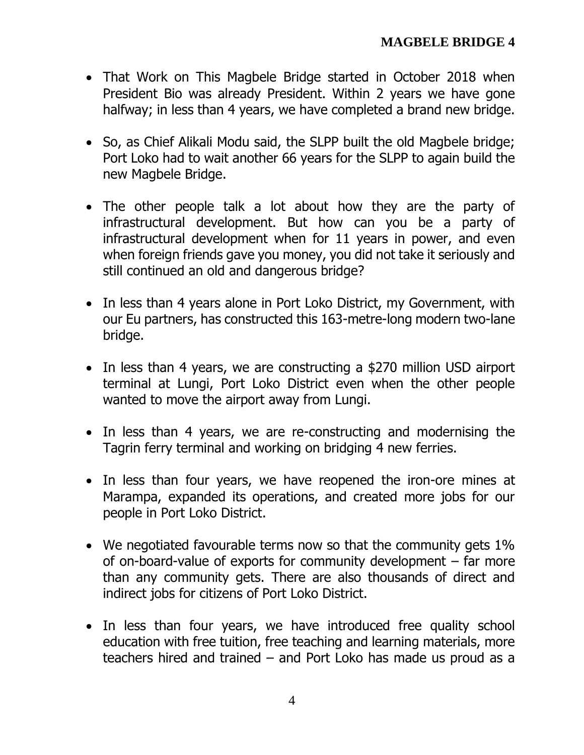- That Work on This Magbele Bridge started in October 2018 when President Bio was already President. Within 2 years we have gone halfway; in less than 4 years, we have completed a brand new bridge.

- So, as Chief Alikali Modu said, the SLPP built the old Magbele bridge; Port Loko had to wait another 66 years for the SLPP to again build the new Magbele Bridge.

- The other people talk a lot about how they are the party of infrastructural development. But how can you be a party of infrastructural development when for 11 years in power, and even when foreign friends gave you money, you did not take it seriously and still continued an old and dangerous bridge?

- In less than 4 years alone in Port Loko District, my Government, with our Eu partners, has constructed this 163-metre-long modern two-lane bridge.

- In less than 4 years, we are constructing a $270 million USD airport terminal at Lungi, Port Loko District even when the other people wanted to move the airport away from Lungi.

- In less than 4 years, we are re-constructing and modernising the Tagrin ferry terminal and working on bridging 4 new ferries.

- In less than four years, we have reopened the iron-ore mines at Marampa, expanded its operations, and created more jobs for our people in Port Loko District.

- We negotiated favourable terms now so that the community gets 1% of on-board-value of exports for community development – far more than any community gets. There are also thousands of direct and indirect jobs for citizens of Port Loko District.

- In less than four years, we have introduced free quality school education with free tuition, free teaching and learning materials, more teachers hired and trained – and Port Loko has made us proud as a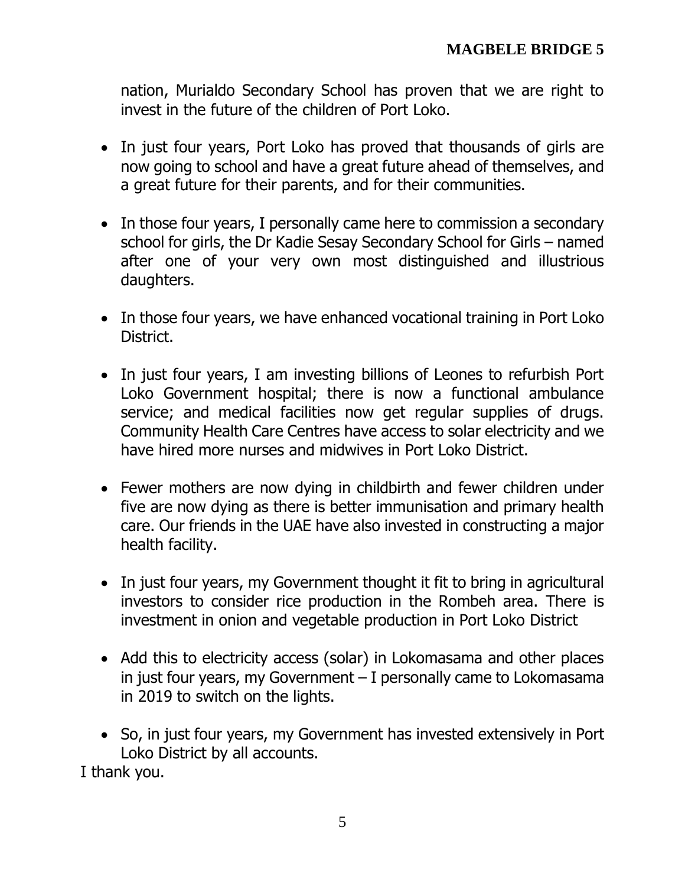nation, Murialdo Secondary School has proven that we are right to invest in the future of the children of Port Loko.

- In just four years, Port Loko has proved that thousands of girls are now going to school and have a great future ahead of themselves, and a great future for their parents, and for their communities.

- In those four years, I personally came here to commission a secondary school for girls, the Dr Kadie Sesay Secondary School for Girls – named after one of your very own most distinguished and illustrious daughters.

- In those four years, we have enhanced vocational training in Port Loko District.

- In just four years, I am investing billions of Leones to refurbish Port Loko Government hospital; there is now a functional ambulance service; and medical facilities now get regular supplies of drugs. Community Health Care Centres have access to solar electricity and we have hired more nurses and midwives in Port Loko District.

- Fewer mothers are now dying in childbirth and fewer children under five are now dying as there is better immunisation and primary health care. Our friends in the UAE have also invested in constructing a major health facility.

- In just four years, my Government thought it fit to bring in agricultural investors to consider rice production in the Rombeh area. There is investment in onion and vegetable production in Port Loko District

- Add this to electricity access (solar) in Lokomasama and other places in just four years, my Government – I personally came to Lokomasama in 2019 to switch on the lights.

- So, in just four years, my Government has invested extensively in Port Loko District by all accounts.

I thank you.